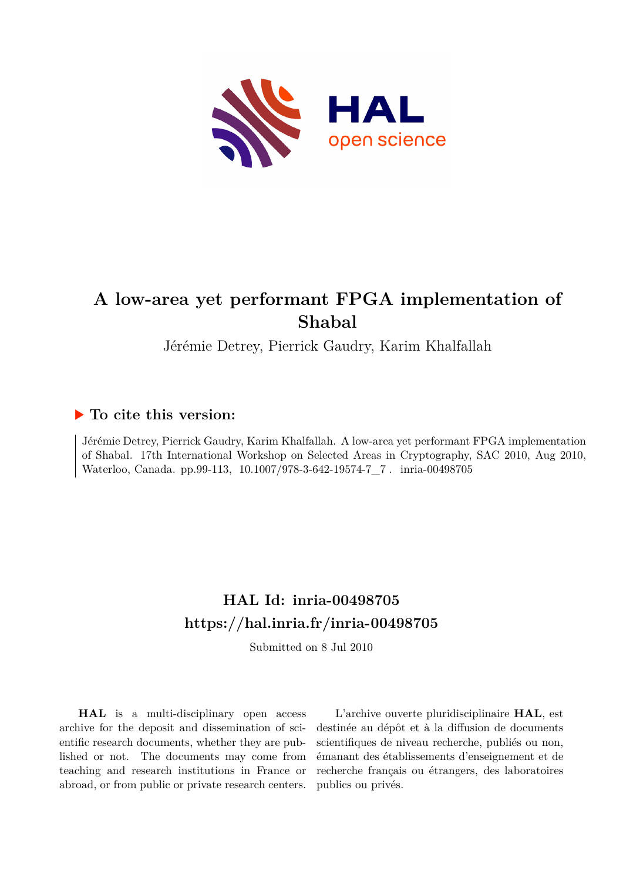# A low-area yet performant FPGA implementation of Shabal

Jérémie Detrey, Pierrick Gaudry, Karim Khalfallah

## ▶ To cite this version:

Jérémie Detrey, Pierrick Gaudry, Karim Khalfallah. A low-area yet performant FPGA implementation of Shabal. 17th International Workshop on Selected Areas in Cryptography, SAC 2010, Aug 2010, Waterloo, Canada. pp.99-113, 10.1007/978-3-642-19574-7_7 . inria-00498705

## HAL Id: inria-00498705

## https://hal.inria.fr/inria-00498705

Submitted on 8 Jul 2010

**HAL** is a multi-disciplinary open access archive for the deposit and dissemination of scientific research documents, whether they are published or not. The documents may come from teaching and research institutions in France or abroad, or from public or private research centers.

L'archive ouverte pluridisciplinaire **HAL**, est destinée au dépôt et à la diffusion de documents scientifiques de niveau recherche, publiés ou non, émanant des établissements d'enseignement et de recherche français ou étrangers, des laboratoires publics ou privés.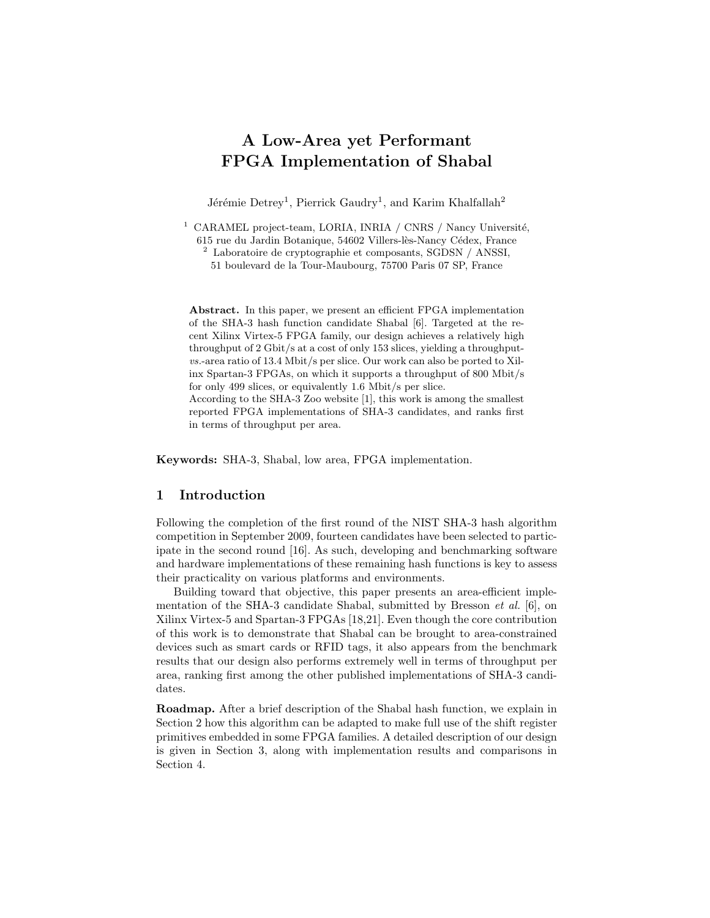# A Low-Area yet Performant FPGA Implementation of Shabal

Jérémie Detrey[1], Pierrick Gaudry[1], and Karim Khalfallah[2]

[1] CARAMEL project-team, LORIA, INRIA / CNRS / Nancy Université, 615 rue du Jardin Botanique, 54602 Villers-lès-Nancy Cédex, France
[2] Laboratoire de cryptographie et composants, SGDSN / ANSSI, 51 boulevard de la Tour-Maubourg, 75700 Paris 07 SP, France

**Abstract.** In this paper, we present an efficient FPGA implementation of the SHA-3 hash function candidate Shabal [6]. Targeted at the recent Xilinx Virtex-5 FPGA family, our design achieves a relatively high throughput of 2 Gbit/s at a cost of only 153 slices, yielding a throughput-*vs.*-area ratio of 13.4 Mbit/s per slice. Our work can also be ported to Xilinx Spartan-3 FPGAs, on which it supports a throughput of 800 Mbit/s for only 499 slices, or equivalently 1.6 Mbit/s per slice.
According to the SHA-3 Zoo website [1], this work is among the smallest reported FPGA implementations of SHA-3 candidates, and ranks first in terms of throughput per area.

**Keywords:** SHA-3, Shabal, low area, FPGA implementation.

## 1 Introduction

Following the completion of the first round of the NIST SHA-3 hash algorithm competition in September 2009, fourteen candidates have been selected to participate in the second round [16]. As such, developing and benchmarking software and hardware implementations of these remaining hash functions is key to assess their practicality on various platforms and environments.

Building toward that objective, this paper presents an area-efficient implementation of the SHA-3 candidate Shabal, submitted by Bresson *et al.* [6], on Xilinx Virtex-5 and Spartan-3 FPGAs [18,21]. Even though the core contribution of this work is to demonstrate that Shabal can be brought to area-constrained devices such as smart cards or RFID tags, it also appears from the benchmark results that our design also performs extremely well in terms of throughput per area, ranking first among the other published implementations of SHA-3 candidates.

**Roadmap.** After a brief description of the Shabal hash function, we explain in Section 2 how this algorithm can be adapted to make full use of the shift register primitives embedded in some FPGA families. A detailed description of our design is given in Section 3, along with implementation results and comparisons in Section 4.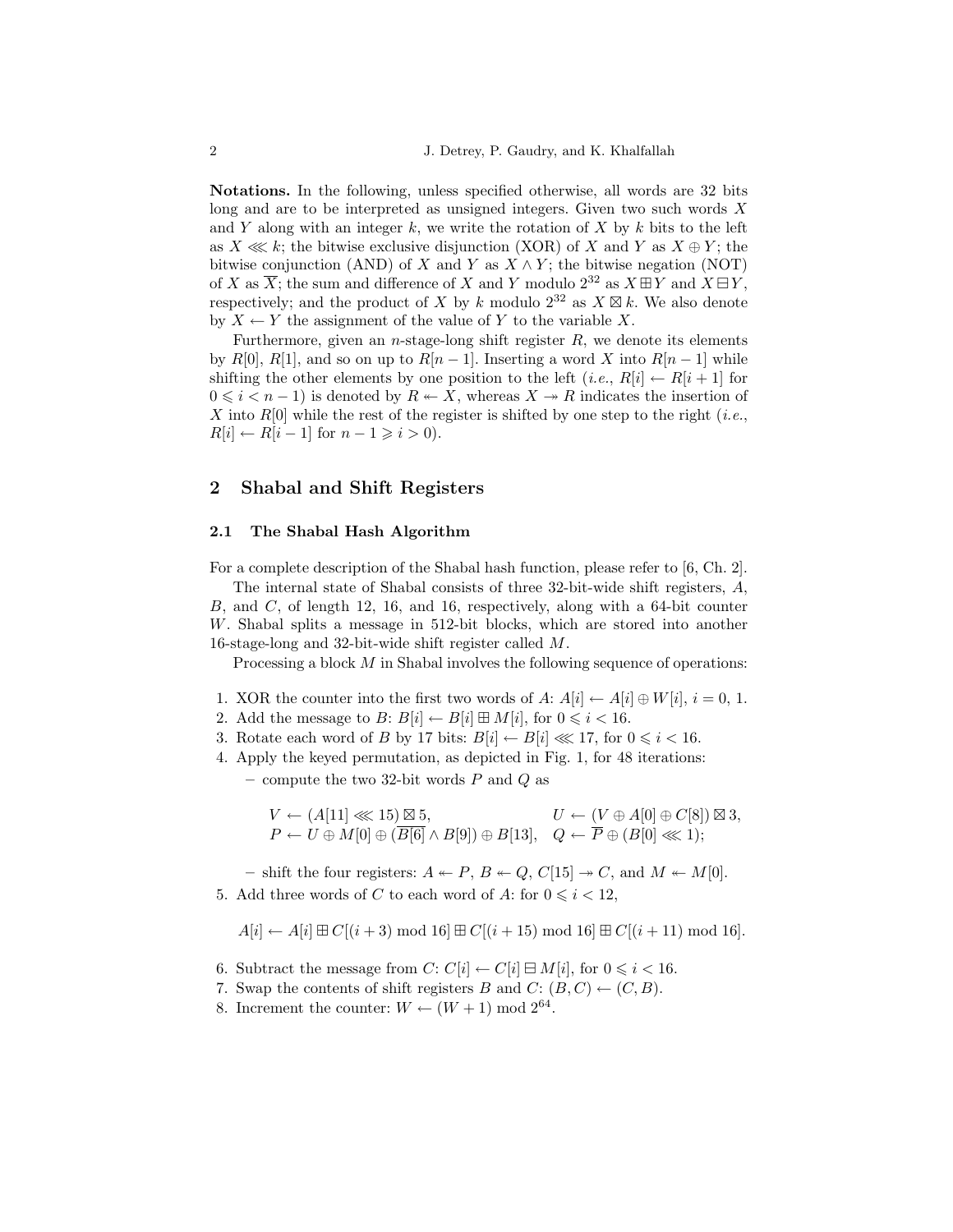**Notations.** In the following, unless specified otherwise, all words are 32 bits long and are to be interpreted as unsigned integers. Given two such words $X$ and $Y$ along with an integer $k$, we write the rotation of $X$ by $k$ bits to the left as $X \lll k$; the bitwise exclusive disjunction (XOR) of $X$ and $Y$ as $X \oplus Y$; the bitwise conjunction (AND) of $X$ and $Y$ as $X \wedge Y$; the bitwise negation (NOT) of $X$ as $\overline{X}$; the sum and difference of $X$ and $Y$ modulo $2^{32}$ as $X \boxplus Y$ and $X \boxminus Y$, respectively; and the product of $X$ by $k$ modulo $2^{32}$ as $X \boxtimes k$. We also denote by $X \leftarrow Y$ the assignment of the value of $Y$ to the variable $X$.

Furthermore, given an $n$-stage-long shift register $R$, we denote its elements by $R[0]$, $R[1]$, and so on up to $R[n-1]$. Inserting a word $X$ into $R[n-1]$ while shifting the other elements by one position to the left (*i.e.*, $R[i] \leftarrow R[i+1]$ for $0 \leqslant i < n-1$) is denoted by $R \twoheadleftarrow X$, whereas $X \twoheadrightarrow R$ indicates the insertion of $X$ into $R[0]$ while the rest of the register is shifted by one step to the right (*i.e.*, $R[i] \leftarrow R[i-1]$ for $n-1 \geqslant i > 0$).

## 2 Shabal and Shift Registers

### 2.1 The Shabal Hash Algorithm

For a complete description of the Shabal hash function, please refer to [6, Ch. 2].

The internal state of Shabal consists of three 32-bit-wide shift registers, $A$, $B$, and $C$, of length 12, 16, and 16, respectively, along with a 64-bit counter $W$. Shabal splits a message in 512-bit blocks, which are stored into another 16-stage-long and 32-bit-wide shift register called $M$.

Processing a block $M$ in Shabal involves the following sequence of operations:

1. XOR the counter into the first two words of $A$: $A[i] \leftarrow A[i] \oplus W[i]$, $i = 0, 1$.
2. Add the message to $B$: $B[i] \leftarrow B[i] \boxplus M[i]$, for $0 \leqslant i < 16$.
3. Rotate each word of $B$ by 17 bits: $B[i] \leftarrow B[i] \lll 17$, for $0 \leqslant i < 16$.
4. Apply the keyed permutation, as depicted in Fig. 1, for 48 iterations:
   - compute the two 32-bit words $P$ and $Q$ as

     $$V \leftarrow (A[11] \lll 15) \boxtimes 5, \qquad U \leftarrow (V \oplus A[0] \oplus C[8]) \boxtimes 3,$$
     $$P \leftarrow U \oplus M[0] \oplus (\overline{B[6]} \wedge B[9]) \oplus B[13], \quad Q \leftarrow \overline{P} \oplus (B[0] \lll 1);$$

   - shift the four registers: $A \twoheadleftarrow P$, $B \twoheadleftarrow Q$, $C[15] \twoheadrightarrow C$, and $M \twoheadleftarrow M[0]$.
5. Add three words of $C$ to each word of $A$: for $0 \leqslant i < 12$,

   $$A[i] \leftarrow A[i] \boxplus C[(i+3) \bmod 16] \boxplus C[(i+15) \bmod 16] \boxplus C[(i+11) \bmod 16].$$

6. Subtract the message from $C$: $C[i] \leftarrow C[i] \boxminus M[i]$, for $0 \leqslant i < 16$.
7. Swap the contents of shift registers $B$ and $C$: $(B, C) \leftarrow (C, B)$.
8. Increment the counter: $W \leftarrow (W + 1) \bmod 2^{64}$.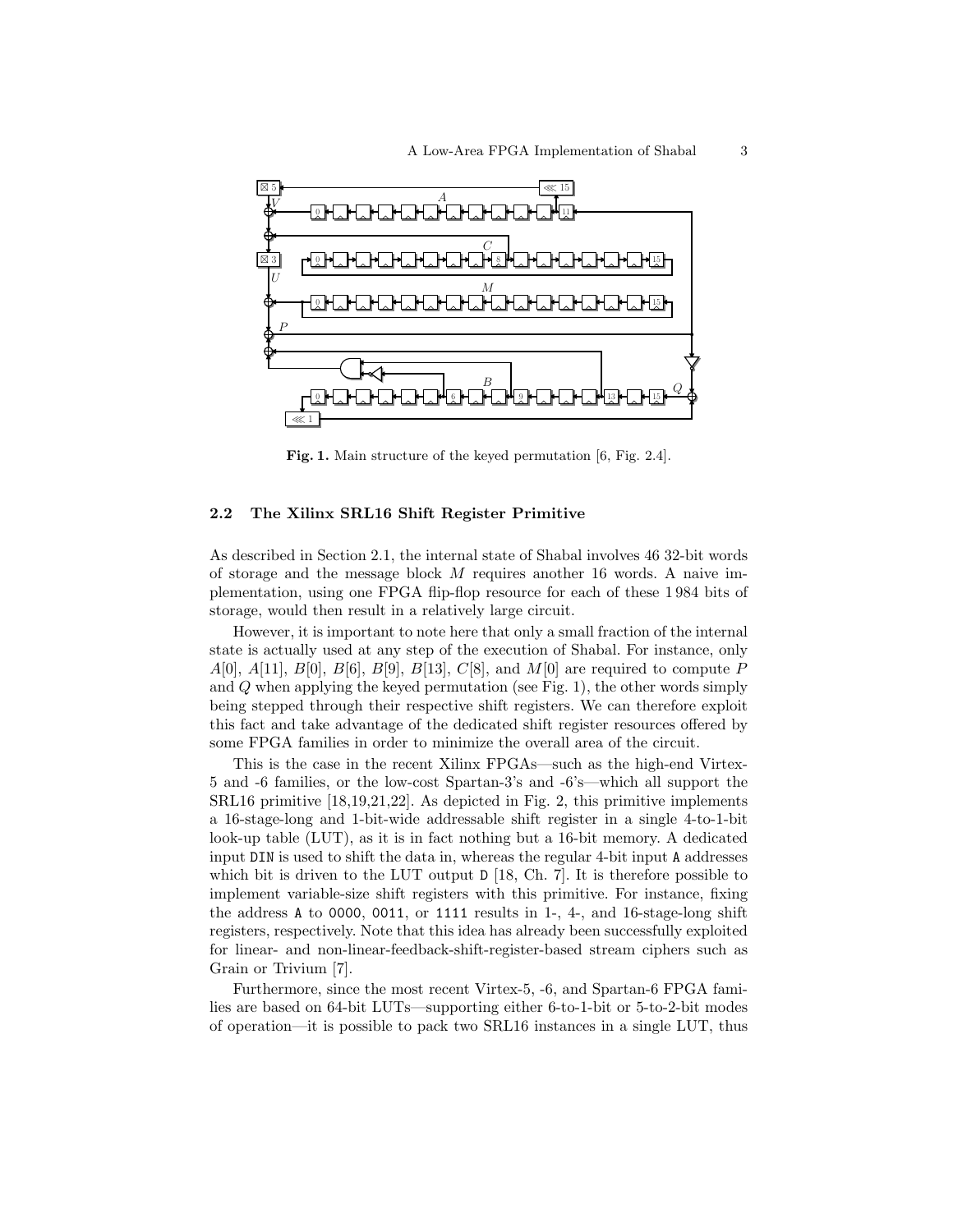**Fig. 1.** Main structure of the keyed permutation [6, Fig. 2.4].

### 2.2 The Xilinx SRL16 Shift Register Primitive

As described in Section 2.1, the internal state of Shabal involves 46 32-bit words of storage and the message block $M$ requires another 16 words. A naive implementation, using one FPGA flip-flop resource for each of these 1 984 bits of storage, would then result in a relatively large circuit.

However, it is important to note here that only a small fraction of the internal state is actually used at any step of the execution of Shabal. For instance, only $A[0]$, $A[11]$, $B[0]$, $B[6]$, $B[9]$, $B[13]$, $C[8]$, and $M[0]$ are required to compute $P$ and $Q$ when applying the keyed permutation (see Fig. 1), the other words simply being stepped through their respective shift registers. We can therefore exploit this fact and take advantage of the dedicated shift register resources offered by some FPGA families in order to minimize the overall area of the circuit.

This is the case in the recent Xilinx FPGAs—such as the high-end Virtex-5 and -6 families, or the low-cost Spartan-3's and -6's—which all support the SRL16 primitive [18,19,21,22]. As depicted in Fig. 2, this primitive implements a 16-stage-long and 1-bit-wide addressable shift register in a single 4-to-1-bit look-up table (LUT), as it is in fact nothing but a 16-bit memory. A dedicated input `DIN` is used to shift the data in, whereas the regular 4-bit input `A` addresses which bit is driven to the LUT output `D` [18, Ch. 7]. It is therefore possible to implement variable-size shift registers with this primitive. For instance, fixing the address `A` to `0000`, `0011`, or `1111` results in 1-, 4-, and 16-stage-long shift registers, respectively. Note that this idea has already been successfully exploited for linear- and non-linear-feedback-shift-register-based stream ciphers such as Grain or Trivium [7].

Furthermore, since the most recent Virtex-5, -6, and Spartan-6 FPGA families are based on 64-bit LUTs—supporting either 6-to-1-bit or 5-to-2-bit modes of operation—it is possible to pack two SRL16 instances in a single LUT, thus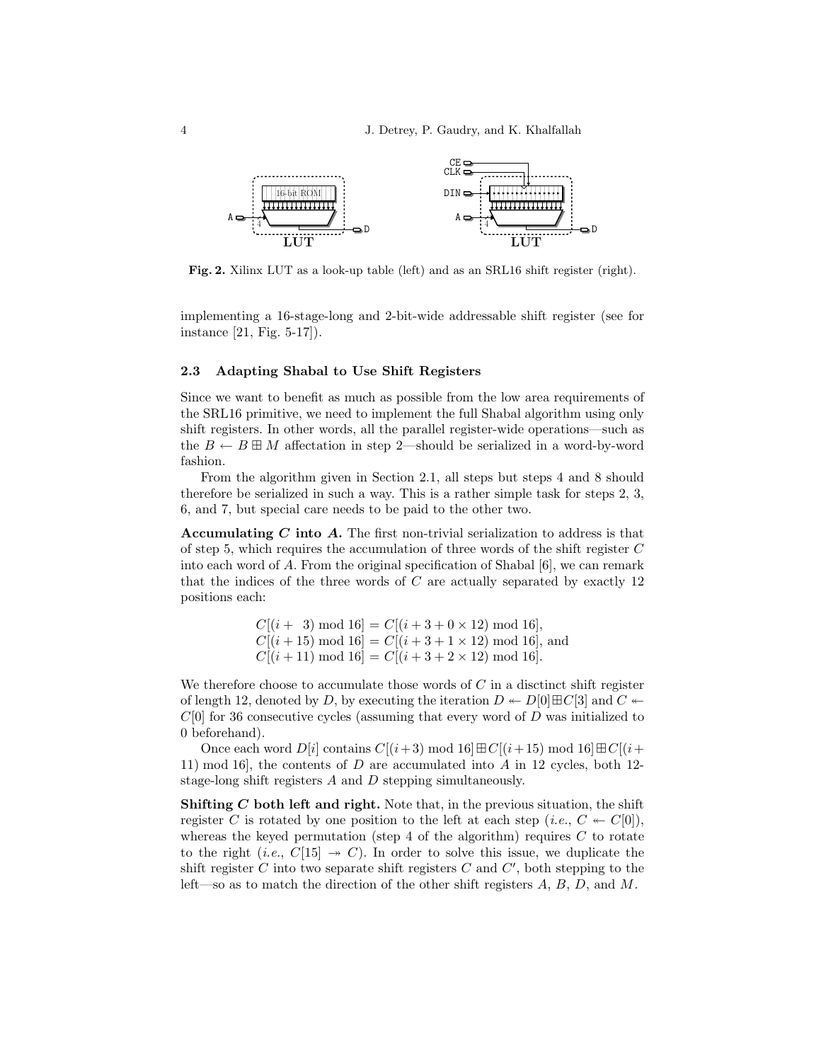Fig. 2. Xilinx LUT as a look-up table (left) and as an SRL16 shift register (right).

implementing a 16-stage-long and 2-bit-wide addressable shift register (see for instance [21, Fig. 5-17]).

### 2.3 Adapting Shabal to Use Shift Registers

Since we want to benefit as much as possible from the low area requirements of the SRL16 primitive, we need to implement the full Shabal algorithm using only shift registers. In other words, all the parallel register-wide operations—such as the $B \leftarrow B \boxplus M$ affectation in step 2—should be serialized in a word-by-word fashion.

From the algorithm given in Section 2.1, all steps but steps 4 and 8 should therefore be serialized in such a way. This is a rather simple task for steps 2, 3, 6, and 7, but special care needs to be paid to the other two.

**Accumulating $C$ into $A$.** The first non-trivial serialization to address is that of step 5, which requires the accumulation of three words of the shift register $C$ into each word of $A$. From the original specification of Shabal [6], we can remark that the indices of the three words of $C$ are actually separated by exactly 12 positions each:

$$
\begin{aligned}
C[(i+\ \ 3) \bmod 16] &= C[(i+3+0\times 12) \bmod 16],\\
C[(i+15) \bmod 16] &= C[(i+3+1\times 12) \bmod 16], \text{ and}\\
C[(i+11) \bmod 16] &= C[(i+3+2\times 12) \bmod 16].
\end{aligned}
$$

We therefore choose to accumulate those words of $C$ in a disctinct shift register of length 12, denoted by $D$, by executing the iteration $D \twoheadleftarrow D[0] \boxplus C[3]$ and $C \twoheadleftarrow C[0]$ for 36 consecutive cycles (assuming that every word of $D$ was initialized to 0 beforehand).

Once each word $D[i]$ contains $C[(i+3) \bmod 16] \boxplus C[(i+15) \bmod 16] \boxplus C[(i+11) \bmod 16]$, the contents of $D$ are accumulated into $A$ in 12 cycles, both 12-stage-long shift registers $A$ and $D$ stepping simultaneously.

**Shifting $C$ both left and right.** Note that, in the previous situation, the shift register $C$ is rotated by one position to the left at each step (*i.e.*, $C \twoheadleftarrow C[0]$), whereas the keyed permutation (step 4 of the algorithm) requires $C$ to rotate to the right (*i.e.*, $C[15] \twoheadrightarrow C$). In order to solve this issue, we duplicate the shift register $C$ into two separate shift registers $C$ and $C'$, both stepping to the left—so as to match the direction of the other shift registers $A$, $B$, $D$, and $M$.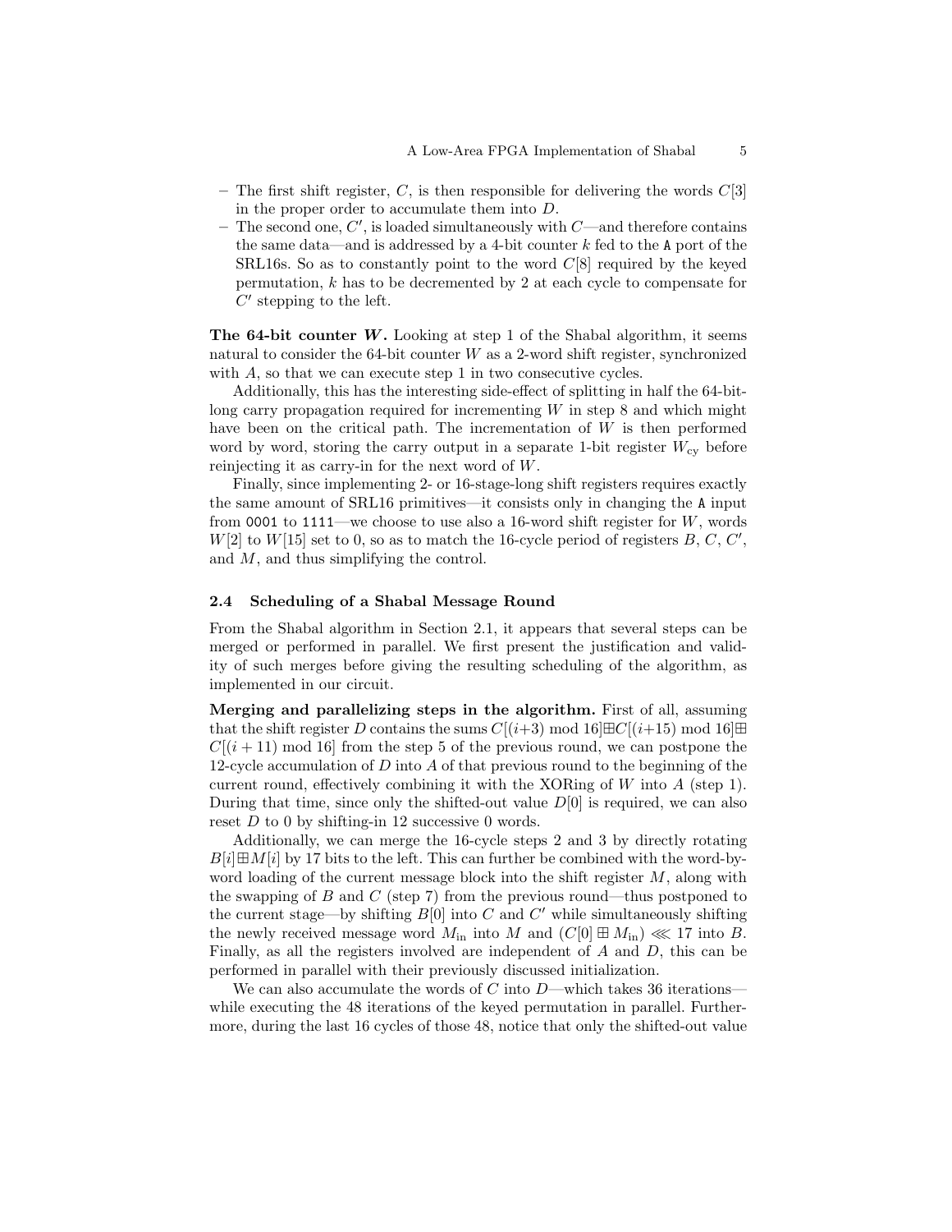- The first shift register, $C$, is then responsible for delivering the words $C[3]$ in the proper order to accumulate them into $D$.
- The second one, $C'$, is loaded simultaneously with $C$—and therefore contains the same data—and is addressed by a 4-bit counter $k$ fed to the `A` port of the SRL16s. So as to constantly point to the word $C[8]$ required by the keyed permutation, $k$ has to be decremented by 2 at each cycle to compensate for $C'$ stepping to the left.

**The 64-bit counter $W$.** Looking at step 1 of the Shabal algorithm, it seems natural to consider the 64-bit counter $W$ as a 2-word shift register, synchronized with $A$, so that we can execute step 1 in two consecutive cycles.

Additionally, this has the interesting side-effect of splitting in half the 64-bit-long carry propagation required for incrementing $W$ in step 8 and which might have been on the critical path. The incrementation of $W$ is then performed word by word, storing the carry output in a separate 1-bit register $W_{\text{cy}}$ before reinjecting it as carry-in for the next word of $W$.

Finally, since implementing 2- or 16-stage-long shift registers requires exactly the same amount of SRL16 primitives—it consists only in changing the `A` input from `0001` to `1111`—we choose to use also a 16-word shift register for $W$, words $W[2]$ to $W[15]$ set to 0, so as to match the 16-cycle period of registers $B$, $C$, $C'$, and $M$, and thus simplifying the control.

### 2.4 Scheduling of a Shabal Message Round

From the Shabal algorithm in Section 2.1, it appears that several steps can be merged or performed in parallel. We first present the justification and validity of such merges before giving the resulting scheduling of the algorithm, as implemented in our circuit.

**Merging and parallelizing steps in the algorithm.** First of all, assuming that the shift register $D$ contains the sums $C[(i{+}3) \bmod 16] \boxplus C[(i{+}15) \bmod 16] \boxplus C[(i+11) \bmod 16]$ from the step 5 of the previous round, we can postpone the 12-cycle accumulation of $D$ into $A$ of that previous round to the beginning of the current round, effectively combining it with the XORing of $W$ into $A$ (step 1). During that time, since only the shifted-out value $D[0]$ is required, we can also reset $D$ to 0 by shifting-in 12 successive 0 words.

Additionally, we can merge the 16-cycle steps 2 and 3 by directly rotating $B[i] \boxplus M[i]$ by 17 bits to the left. This can further be combined with the word-by-word loading of the current message block into the shift register $M$, along with the swapping of $B$ and $C$ (step 7) from the previous round—thus postponed to the current stage—by shifting $B[0]$ into $C$ and $C'$ while simultaneously shifting the newly received message word $M_{\text{in}}$ into $M$ and $(C[0] \boxplus M_{\text{in}}) \lll 17$ into $B$. Finally, as all the registers involved are independent of $A$ and $D$, this can be performed in parallel with their previously discussed initialization.

We can also accumulate the words of $C$ into $D$—which takes 36 iterations—while executing the 48 iterations of the keyed permutation in parallel. Furthermore, during the last 16 cycles of those 48, notice that only the shifted-out value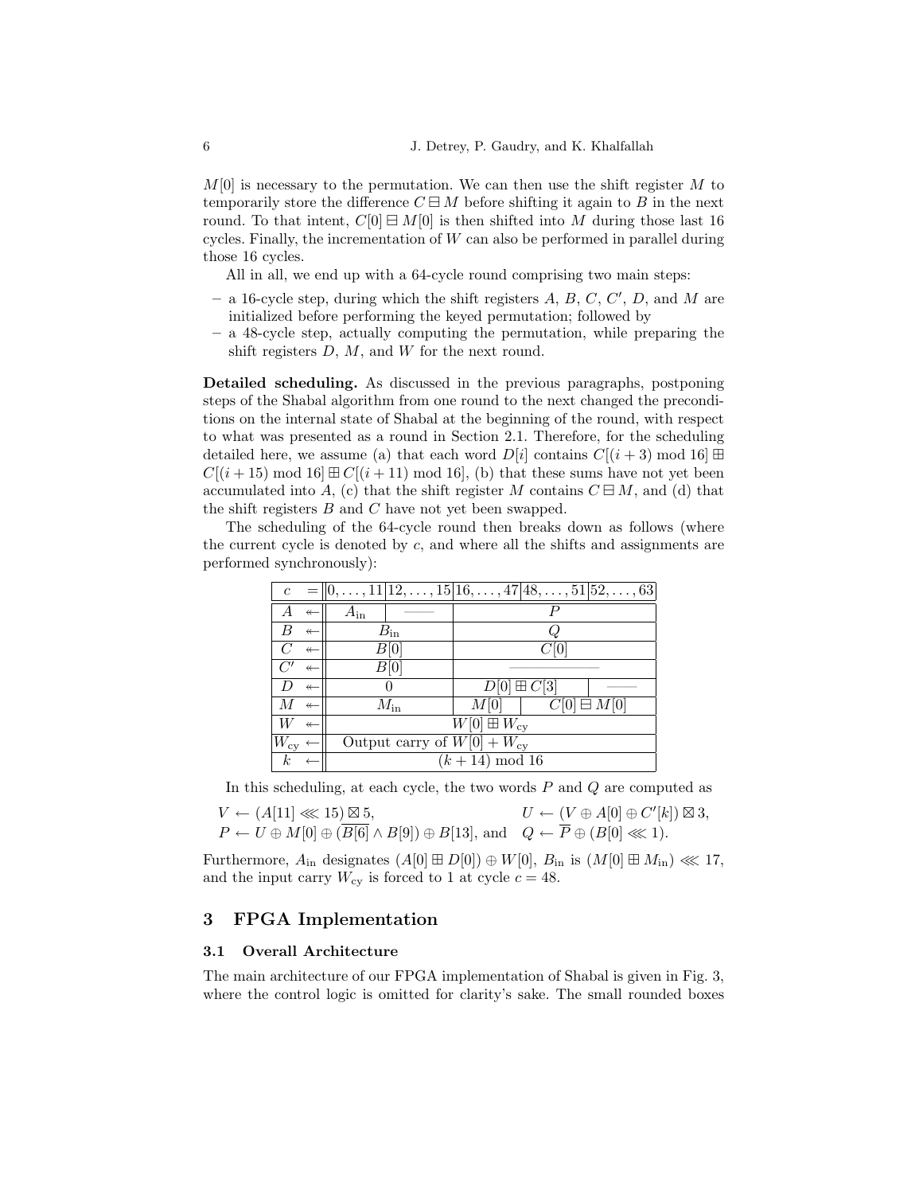$M[0]$ is necessary to the permutation. We can then use the shift register $M$ to temporarily store the difference $C \boxminus M$ before shifting it again to $B$ in the next round. To that intent, $C[0] \boxminus M[0]$ is then shifted into $M$ during those last 16 cycles. Finally, the incrementation of $W$ can also be performed in parallel during those 16 cycles.

All in all, we end up with a 64-cycle round comprising two main steps:

– a 16-cycle step, during which the shift registers $A$, $B$, $C$, $C'$, $D$, and $M$ are initialized before performing the keyed permutation; followed by
– a 48-cycle step, actually computing the permutation, while preparing the shift registers $D$, $M$, and $W$ for the next round.

**Detailed scheduling.** As discussed in the previous paragraphs, postponing steps of the Shabal algorithm from one round to the next changed the preconditions on the internal state of Shabal at the beginning of the round, with respect to what was presented as a round in Section 2.1. Therefore, for the scheduling detailed here, we assume (a) that each word $D[i]$ contains $C[(i+3) \bmod 16] \boxplus C[(i+15) \bmod 16] \boxplus C[(i+11) \bmod 16]$, (b) that these sums have not yet been accumulated into $A$, (c) that the shift register $M$ contains $C \boxminus M$, and (d) that the shift registers $B$ and $C$ have not yet been swapped.

The scheduling of the 64-cycle round then breaks down as follows (where the current cycle is denoted by $c$, and where all the shifts and assignments are performed synchronously):

| $c =$ | $0,\dots,11$ | $12,\dots,15$ | $16,\dots,47$ | $48,\dots,51$ | $52,\dots,63$ |
|---|---|---|---|---|---|
| $A \twoheadleftarrow$ | $A_{\text{in}}$ | —— | $P$ | | |
| $B \twoheadleftarrow$ | $B_{\text{in}}$ | | $Q$ | | |
| $C \twoheadleftarrow$ | $B[0]$ | | $C[0]$ | | |
| $C' \twoheadleftarrow$ | $B[0]$ | | —— | | |
| $D \twoheadleftarrow$ | $0$ | | $D[0] \boxplus C[3]$ | | —— |
| $M \twoheadleftarrow$ | $M_{\text{in}}$ | | $M[0]$ | $C[0] \boxminus M[0]$ | |
| $W \twoheadleftarrow$ | $W[0] \boxplus W_{\text{cy}}$ | | | | |
| $W_{\text{cy}} \leftarrow$ | Output carry of $W[0] + W_{\text{cy}}$ | | | | |
| $k \leftarrow$ | $(k+14) \bmod 16$ | | | | |

In this scheduling, at each cycle, the two words $P$ and $Q$ are computed as

$$V \leftarrow (A[11] \lll 15) \boxtimes 5, \qquad U \leftarrow (V \oplus A[0] \oplus C'[k]) \boxtimes 3,$$
$$P \leftarrow U \oplus M[0] \oplus (\overline{B[6]} \wedge B[9]) \oplus B[13], \text{ and } \quad Q \leftarrow \overline{P} \oplus (B[0] \lll 1).$$

Furthermore, $A_{\text{in}}$ designates $(A[0] \boxplus D[0]) \oplus W[0]$, $B_{\text{in}}$ is $(M[0] \boxplus M_{\text{in}}) \lll 17$, and the input carry $W_{\text{cy}}$ is forced to 1 at cycle $c = 48$.

## 3 FPGA Implementation

### 3.1 Overall Architecture

The main architecture of our FPGA implementation of Shabal is given in Fig. 3, where the control logic is omitted for clarity's sake. The small rounded boxes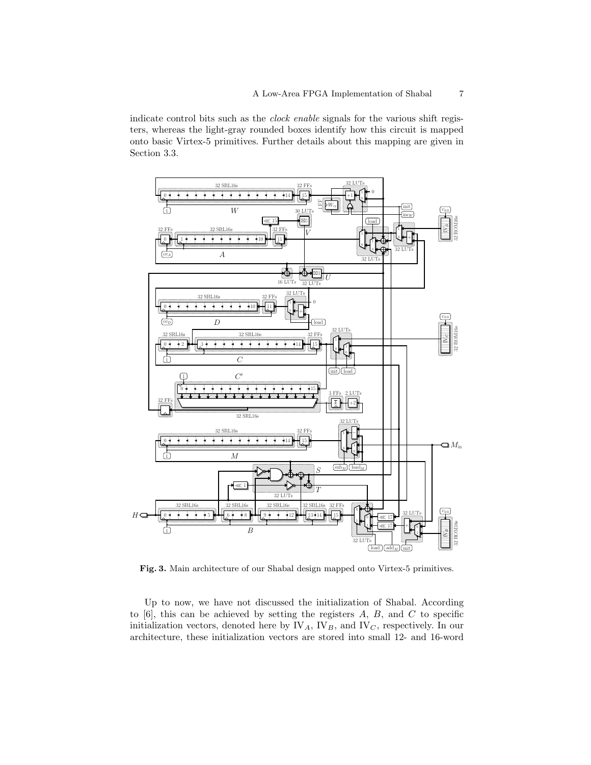indicate control bits such as the *clock enable* signals for the various shift registers, whereas the light-gray rounded boxes identify how this circuit is mapped onto basic Virtex-5 primitives. Further details about this mapping are given in Section 3.3.

**Fig. 3.** Main architecture of our Shabal design mapped onto Virtex-5 primitives.

Up to now, we have not discussed the initialization of Shabal. According to [6], this can be achieved by setting the registers $A$, $B$, and $C$ to specific initialization vectors, denoted here by $\mathrm{IV}_A$, $\mathrm{IV}_B$, and $\mathrm{IV}_C$, respectively. In our architecture, these initialization vectors are stored into small 12- and 16-word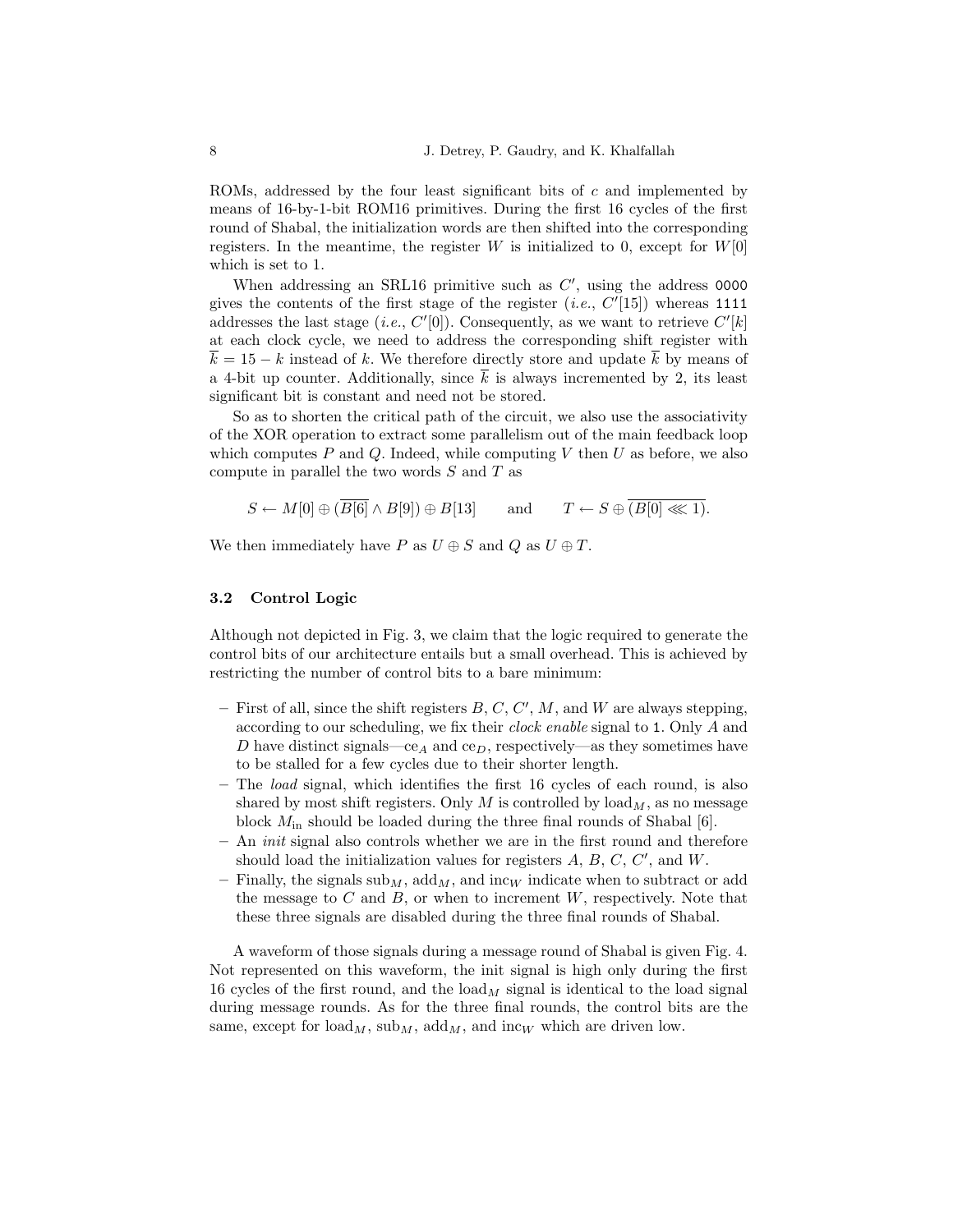ROMs, addressed by the four least significant bits of $c$ and implemented by means of 16-by-1-bit ROM16 primitives. During the first 16 cycles of the first round of Shabal, the initialization words are then shifted into the corresponding registers. In the meantime, the register $W$ is initialized to 0, except for $W[0]$ which is set to 1.

When addressing an SRL16 primitive such as $C'$, using the address `0000` gives the contents of the first stage of the register (*i.e.*, $C'[15]$) whereas `1111` addresses the last stage (*i.e.*, $C'[0]$). Consequently, as we want to retrieve $C'[k]$ at each clock cycle, we need to address the corresponding shift register with $\overline{k} = 15 - k$ instead of $k$. We therefore directly store and update $\overline{k}$ by means of a 4-bit up counter. Additionally, since $\overline{k}$ is always incremented by 2, its least significant bit is constant and need not be stored.

So as to shorten the critical path of the circuit, we also use the associativity of the XOR operation to extract some parallelism out of the main feedback loop which computes $P$ and $Q$. Indeed, while computing $V$ then $U$ as before, we also compute in parallel the two words $S$ and $T$ as

$$S \leftarrow M[0] \oplus (\overline{B[6]} \wedge B[9]) \oplus B[13] \qquad \text{and} \qquad T \leftarrow S \oplus \overline{(B[0] \lll 1)}.$$

We then immediately have $P$ as $U \oplus S$ and $Q$ as $U \oplus T$.

### 3.2 Control Logic

Although not depicted in Fig. 3, we claim that the logic required to generate the control bits of our architecture entails but a small overhead. This is achieved by restricting the number of control bits to a bare minimum:

- First of all, since the shift registers $B$, $C$, $C'$, $M$, and $W$ are always stepping, according to our scheduling, we fix their *clock enable* signal to `1`. Only $A$ and $D$ have distinct signals—$\text{ce}_A$ and $\text{ce}_D$, respectively—as they sometimes have to be stalled for a few cycles due to their shorter length.
- The *load* signal, which identifies the first 16 cycles of each round, is also shared by most shift registers. Only $M$ is controlled by $\text{load}_M$, as no message block $M_{\text{in}}$ should be loaded during the three final rounds of Shabal [6].
- An *init* signal also controls whether we are in the first round and therefore should load the initialization values for registers $A$, $B$, $C$, $C'$, and $W$.
- Finally, the signals $\text{sub}_M$, $\text{add}_M$, and $\text{inc}_W$ indicate when to subtract or add the message to $C$ and $B$, or when to increment $W$, respectively. Note that these three signals are disabled during the three final rounds of Shabal.

A waveform of those signals during a message round of Shabal is given Fig. 4. Not represented on this waveform, the init signal is high only during the first 16 cycles of the first round, and the $\text{load}_M$ signal is identical to the load signal during message rounds. As for the three final rounds, the control bits are the same, except for $\text{load}_M$, $\text{sub}_M$, $\text{add}_M$, and $\text{inc}_W$ which are driven low.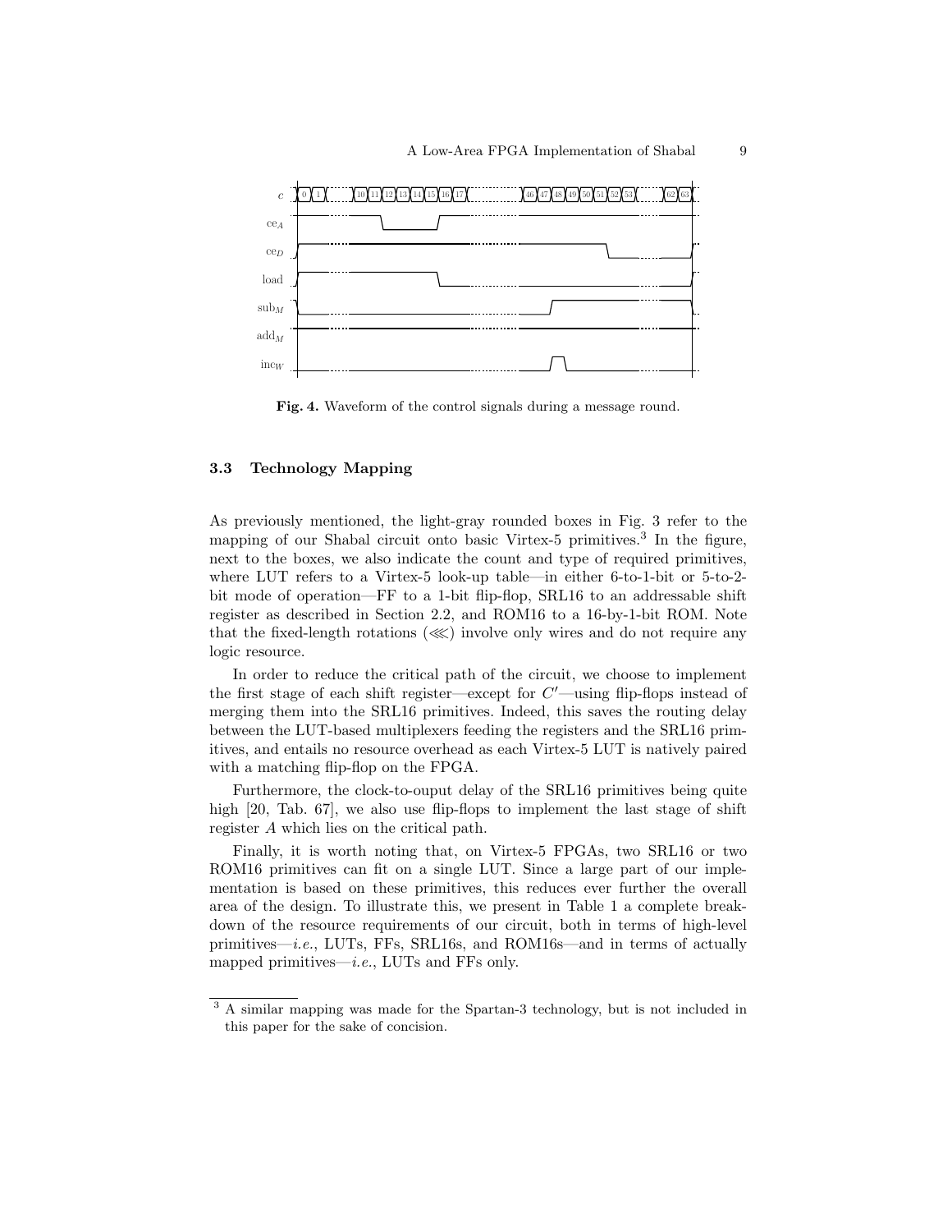**Fig. 4.** Waveform of the control signals during a message round.

### 3.3 Technology Mapping

As previously mentioned, the light-gray rounded boxes in Fig. 3 refer to the mapping of our Shabal circuit onto basic Virtex-5 primitives.[3] In the figure, next to the boxes, we also indicate the count and type of required primitives, where LUT refers to a Virtex-5 look-up table—in either 6-to-1-bit or 5-to-2-bit mode of operation—FF to a 1-bit flip-flop, SRL16 to an addressable shift register as described in Section 2.2, and ROM16 to a 16-by-1-bit ROM. Note that the fixed-length rotations ($\lll$) involve only wires and do not require any logic resource.

In order to reduce the critical path of the circuit, we choose to implement the first stage of each shift register—except for $C'$—using flip-flops instead of merging them into the SRL16 primitives. Indeed, this saves the routing delay between the LUT-based multiplexers feeding the registers and the SRL16 primitives, and entails no resource overhead as each Virtex-5 LUT is natively paired with a matching flip-flop on the FPGA.

Furthermore, the clock-to-ouput delay of the SRL16 primitives being quite high [20, Tab. 67], we also use flip-flops to implement the last stage of shift register $A$ which lies on the critical path.

Finally, it is worth noting that, on Virtex-5 FPGAs, two SRL16 or two ROM16 primitives can fit on a single LUT. Since a large part of our implementation is based on these primitives, this reduces ever further the overall area of the design. To illustrate this, we present in Table 1 a complete breakdown of the resource requirements of our circuit, both in terms of high-level primitives—*i.e.*, LUTs, FFs, SRL16s, and ROM16s—and in terms of actually mapped primitives—*i.e.*, LUTs and FFs only.

[3] A similar mapping was made for the Spartan-3 technology, but is not included in this paper for the sake of concision.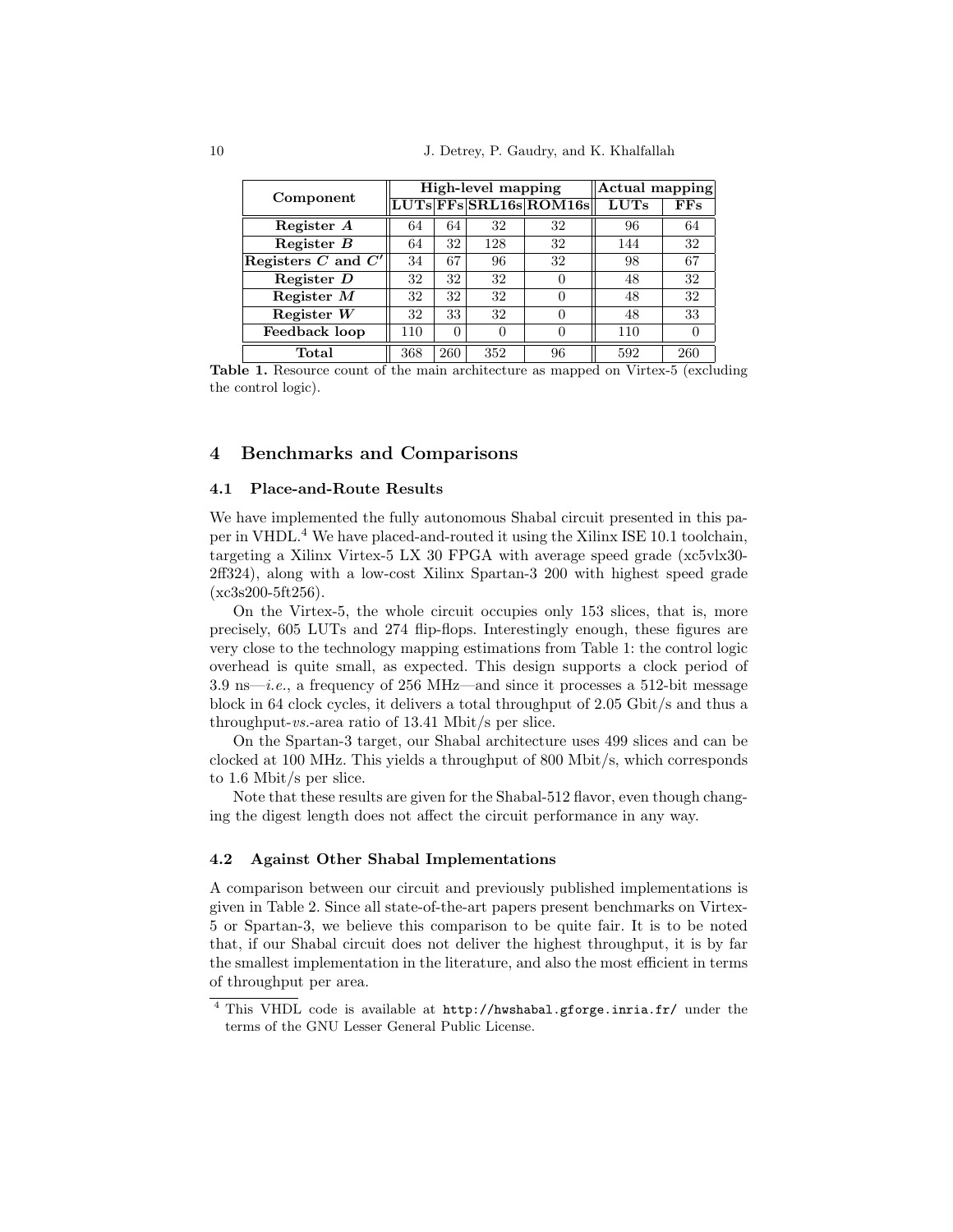| Component | High-level mapping | | | | Actual mapping | |
|---|---|---|---|---|---|---|
| | LUTs | FFs | SRL16s | ROM16s | LUTs | FFs |
| Register $A$ | 64 | 64 | 32 | 32 | 96 | 64 |
| Register $B$ | 64 | 32 | 128 | 32 | 144 | 32 |
| Registers $C$ and $C'$ | 34 | 67 | 96 | 32 | 98 | 67 |
| Register $D$ | 32 | 32 | 32 | 0 | 48 | 32 |
| Register $M$ | 32 | 32 | 32 | 0 | 48 | 32 |
| Register $W$ | 32 | 33 | 32 | 0 | 48 | 33 |
| Feedback loop | 110 | 0 | 0 | 0 | 110 | 0 |
| Total | 368 | 260 | 352 | 96 | 592 | 260 |

**Table 1.** Resource count of the main architecture as mapped on Virtex-5 (excluding the control logic).

## 4 Benchmarks and Comparisons

### 4.1 Place-and-Route Results

We have implemented the fully autonomous Shabal circuit presented in this paper in VHDL.[4] We have placed-and-routed it using the Xilinx ISE 10.1 toolchain, targeting a Xilinx Virtex-5 LX 30 FPGA with average speed grade (xc5vlx30-2ff324), along with a low-cost Xilinx Spartan-3 200 with highest speed grade (xc3s200-5ft256).

On the Virtex-5, the whole circuit occupies only 153 slices, that is, more precisely, 605 LUTs and 274 flip-flops. Interestingly enough, these figures are very close to the technology mapping estimations from Table 1: the control logic overhead is quite small, as expected. This design supports a clock period of 3.9 ns—*i.e.*, a frequency of 256 MHz—and since it processes a 512-bit message block in 64 clock cycles, it delivers a total throughput of 2.05 Gbit/s and thus a throughput-*vs.*-area ratio of 13.41 Mbit/s per slice.

On the Spartan-3 target, our Shabal architecture uses 499 slices and can be clocked at 100 MHz. This yields a throughput of 800 Mbit/s, which corresponds to 1.6 Mbit/s per slice.

Note that these results are given for the Shabal-512 flavor, even though changing the digest length does not affect the circuit performance in any way.

### 4.2 Against Other Shabal Implementations

A comparison between our circuit and previously published implementations is given in Table 2. Since all state-of-the-art papers present benchmarks on Virtex-5 or Spartan-3, we believe this comparison to be quite fair. It is to be noted that, if our Shabal circuit does not deliver the highest throughput, it is by far the smallest implementation in the literature, and also the most efficient in terms of throughput per area.

[4] This VHDL code is available at `http://hwshabal.gforge.inria.fr/` under the terms of the GNU Lesser General Public License.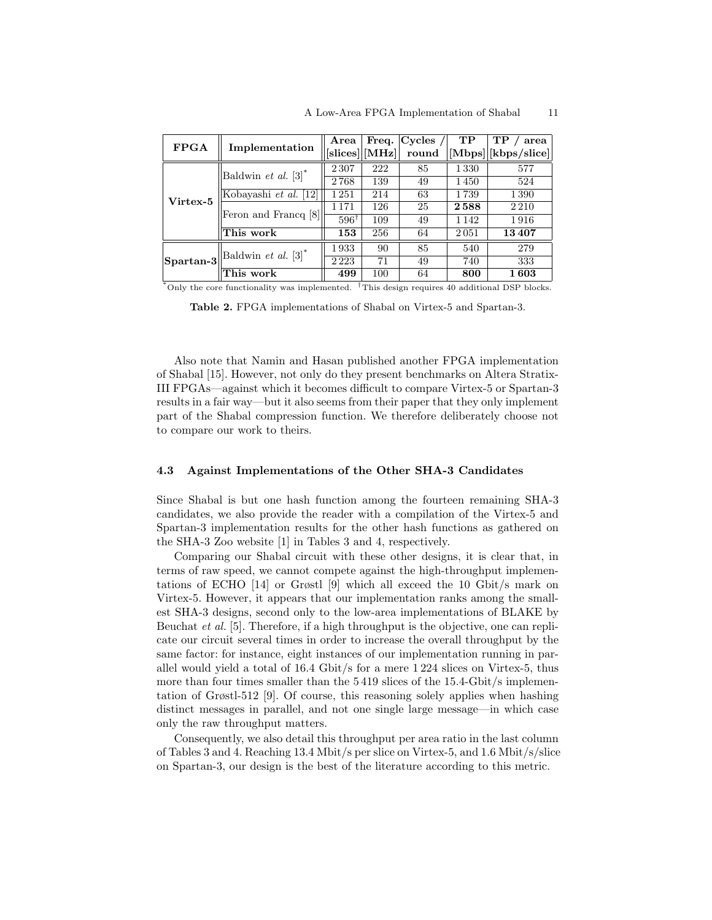| FPGA | Implementation | Area [slices] | Freq. [MHz] | Cycles / round | TP [Mbps] | TP / area [kbps/slice] |
|---|---|---|---|---|---|---|
| **Virtex-5** | Baldwin *et al.* [3]* | 2 307 | 222 | 85 | 1 330 | 577 |
| | | 2 768 | 139 | 49 | 1 450 | 524 |
| | Kobayashi *et al.* [12] | 1 251 | 214 | 63 | 1 739 | 1 390 |
| | Feron and Francq [8] | 1 171 | 126 | 25 | **2 588** | 2 210 |
| | | 596† | 109 | 49 | 1 142 | 1 916 |
| | **This work** | **153** | 256 | 64 | 2 051 | **13 407** |
| **Spartan-3** | Baldwin *et al.* [3]* | 1 933 | 90 | 85 | 540 | 279 |
| | | 2 223 | 71 | 49 | 740 | 333 |
| | **This work** | **499** | 100 | 64 | **800** | **1 603** |

* Only the core functionality was implemented. † This design requires 40 additional DSP blocks.

**Table 2.** FPGA implementations of Shabal on Virtex-5 and Spartan-3.

Also note that Namin and Hasan published another FPGA implementation of Shabal [15]. However, not only do they present benchmarks on Altera Stratix-III FPGAs—against which it becomes difficult to compare Virtex-5 or Spartan-3 results in a fair way—but it also seems from their paper that they only implement part of the Shabal compression function. We therefore deliberately choose not to compare our work to theirs.

### 4.3 Against Implementations of the Other SHA-3 Candidates

Since Shabal is but one hash function among the fourteen remaining SHA-3 candidates, we also provide the reader with a compilation of the Virtex-5 and Spartan-3 implementation results for the other hash functions as gathered on the SHA-3 Zoo website [1] in Tables 3 and 4, respectively.

Comparing our Shabal circuit with these other designs, it is clear that, in terms of raw speed, we cannot compete against the high-throughput implementations of ECHO [14] or Grøstl [9] which all exceed the 10 Gbit/s mark on Virtex-5. However, it appears that our implementation ranks among the smallest SHA-3 designs, second only to the low-area implementations of BLAKE by Beuchat *et al.* [5]. Therefore, if a high throughput is the objective, one can replicate our circuit several times in order to increase the overall throughput by the same factor: for instance, eight instances of our implementation running in parallel would yield a total of 16.4 Gbit/s for a mere 1 224 slices on Virtex-5, thus more than four times smaller than the 5 419 slices of the 15.4-Gbit/s implementation of Grøstl-512 [9]. Of course, this reasoning solely applies when hashing distinct messages in parallel, and not one single large message—in which case only the raw throughput matters.

Consequently, we also detail this throughput per area ratio in the last column of Tables 3 and 4. Reaching 13.4 Mbit/s per slice on Virtex-5, and 1.6 Mbit/s/slice on Spartan-3, our design is the best of the literature according to this metric.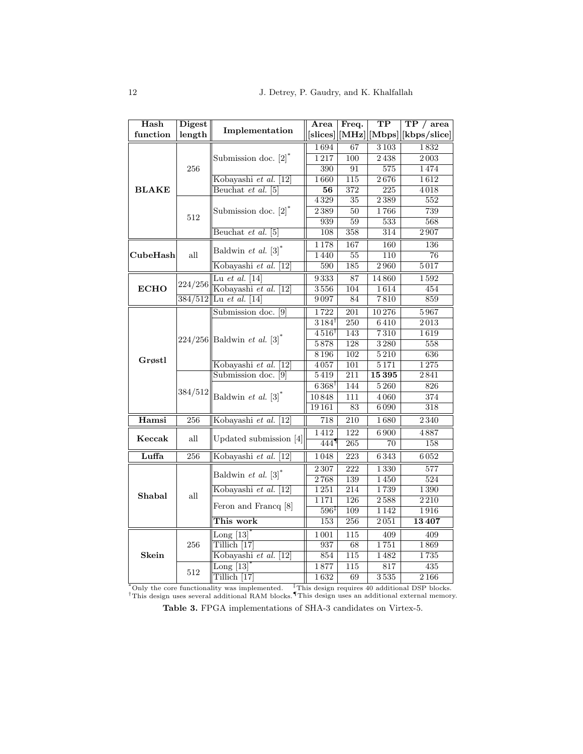| Hash function | Digest length | Implementation | Area [slices] | Freq. [MHz] | TP [Mbps] | TP / area [kbps/slice] |
|---|---|---|---|---|---|---|
| **BLAKE** | 256 | Submission doc. [2]* | 1 694 | 67 | 3 103 | 1 832 |
| | | | 1 217 | 100 | 2 438 | 2 003 |
| | | | 390 | 91 | 575 | 1 474 |
| | | Kobayashi *et al.* [12] | 1 660 | 115 | 2 676 | 1 612 |
| | | Beuchat *et al.* [5] | **56** | 372 | 225 | 4 018 |
| | 512 | Submission doc. [2]* | 4 329 | 35 | 2 389 | 552 |
| | | | 2 389 | 50 | 1 766 | 739 |
| | | | 939 | 59 | 533 | 568 |
| | | Beuchat *et al.* [5] | 108 | 358 | 314 | 2 907 |
| **CubeHash** | all | Baldwin *et al.* [3]* | 1 178 | 167 | 160 | 136 |
| | | | 1 440 | 55 | 110 | 76 |
| | | Kobayashi *et al.* [12] | 590 | 185 | 2 960 | 5 017 |
| **ECHO** | 224/256 | Lu *et al.* [14] | 9 333 | 87 | 14 860 | 1 592 |
| | | Kobayashi *et al.* [12] | 3 556 | 104 | 1 614 | 454 |
| | 384/512 | Lu *et al.* [14] | 9 097 | 84 | 7 810 | 859 |
| **Grøstl** | 224/256 | Submission doc. [9] | 1 722 | 201 | 10 276 | 5 967 |
| | | Baldwin *et al.* [3]* | 3 184† | 250 | 6 410 | 2 013 |
| | | | 4 516† | 143 | 7 310 | 1 619 |
| | | | 5 878 | 128 | 3 280 | 558 |
| | | | 8 196 | 102 | 5 210 | 636 |
| | | Kobayashi *et al.* [12] | 4 057 | 101 | 5 171 | 1 275 |
| | 384/512 | Submission doc. [9] | 5 419 | 211 | **15 395** | 2 841 |
| | | Baldwin *et al.* [3]* | 6 368† | 144 | 5 260 | 826 |
| | | | 10 848 | 111 | 4 060 | 374 |
| | | | 19 161 | 83 | 6 090 | 318 |
| **Hamsi** | 256 | Kobayashi *et al.* [12] | 718 | 210 | 1 680 | 2 340 |
| **Keccak** | all | Updated submission [4] | 1 412 | 122 | 6 900 | 4 887 |
| | | | 444¶ | 265 | 70 | 158 |
| **Luffa** | 256 | Kobayashi *et al.* [12] | 1 048 | 223 | 6 343 | 6 052 |
| **Shabal** | all | Baldwin *et al.* [3]* | 2 307 | 222 | 1 330 | 577 |
| | | | 2 768 | 139 | 1 450 | 524 |
| | | Kobayashi *et al.* [12] | 1 251 | 214 | 1 739 | 1 390 |
| | | Feron and Francq [8] | 1 171 | 126 | 2 588 | 2 210 |
| | | | 596‡ | 109 | 1 142 | 1 916 |
| | | **This work** | 153 | 256 | 2 051 | **13 407** |
| **Skein** | 256 | Long [13]* | 1 001 | 115 | 409 | 409 |
| | | Tillich [17] | 937 | 68 | 1 751 | 1 869 |
| | | Kobayashi *et al.* [12] | 854 | 115 | 1 482 | 1 735 |
| | 512 | Long [13]* | 1 877 | 115 | 817 | 435 |
| | | Tillich [17] | 1 632 | 69 | 3 535 | 2 166 |

*Only the core functionality was implemented. ‡This design requires 40 additional DSP blocks.
†This design uses several additional RAM blocks. ¶This design uses an additional external memory.

**Table 3.** FPGA implementations of SHA-3 candidates on Virtex-5.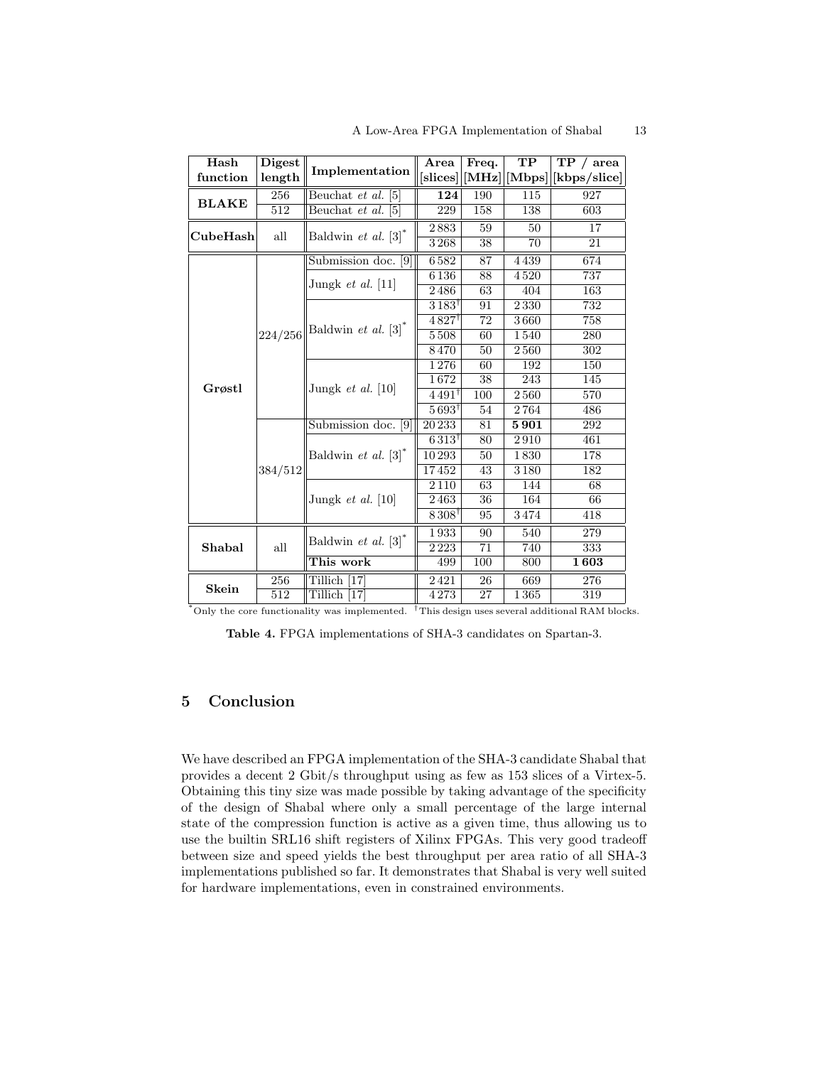| Hash function | Digest length | Implementation | Area [slices] | Freq. [MHz] | TP [Mbps] | TP / area [kbps/slice] |
|---|---|---|---|---|---|---|
| **BLAKE** | 256 | Beuchat *et al.* [5] | **124** | 190 | 115 | 927 |
| | 512 | Beuchat *et al.* [5] | 229 | 158 | 138 | 603 |
| **CubeHash** | all | Baldwin *et al.* [3]* | 2 883 | 59 | 50 | 17 |
| | | | 3 268 | 38 | 70 | 21 |
| **Grøstl** | 224/256 | Submission doc. [9] | 6 582 | 87 | 4 439 | 674 |
| | | Jungk *et al.* [11] | 6 136 | 88 | 4 520 | 737 |
| | | | 2 486 | 63 | 404 | 163 |
| | | Baldwin *et al.* [3]* | 3 183† | 91 | 2 330 | 732 |
| | | | 4 827† | 72 | 3 660 | 758 |
| | | | 5 508 | 60 | 1 540 | 280 |
| | | | 8 470 | 50 | 2 560 | 302 |
| | | Jungk *et al.* [10] | 1 276 | 60 | 192 | 150 |
| | | | 1 672 | 38 | 243 | 145 |
| | | | 4 491† | 100 | 2 560 | 570 |
| | | | 5 693† | 54 | 2 764 | 486 |
| | 384/512 | Submission doc. [9] | 20 233 | 81 | **5 901** | 292 |
| | | Baldwin *et al.* [3]* | 6 313† | 80 | 2 910 | 461 |
| | | | 10 293 | 50 | 1 830 | 178 |
| | | | 17 452 | 43 | 3 180 | 182 |
| | | Jungk *et al.* [10] | 2 110 | 63 | 144 | 68 |
| | | | 2 463 | 36 | 164 | 66 |
| | | | 8 308† | 95 | 3 474 | 418 |
| **Shabal** | all | Baldwin *et al.* [3]* | 1 933 | 90 | 540 | 279 |
| | | | 2 223 | 71 | 740 | 333 |
| | | **This work** | 499 | 100 | 800 | **1 603** |
| **Skein** | 256 | Tillich [17] | 2 421 | 26 | 669 | 276 |
| | 512 | Tillich [17] | 4 273 | 27 | 1 365 | 319 |

* Only the core functionality was implemented. † This design uses several additional RAM blocks.

**Table 4.** FPGA implementations of SHA-3 candidates on Spartan-3.

## 5 Conclusion

We have described an FPGA implementation of the SHA-3 candidate Shabal that provides a decent 2 Gbit/s throughput using as few as 153 slices of a Virtex-5. Obtaining this tiny size was made possible by taking advantage of the specificity of the design of Shabal where only a small percentage of the large internal state of the compression function is active as a given time, thus allowing us to use the builtin SRL16 shift registers of Xilinx FPGAs. This very good tradeoff between size and speed yields the best throughput per area ratio of all SHA-3 implementations published so far. It demonstrates that Shabal is very well suited for hardware implementations, even in constrained environments.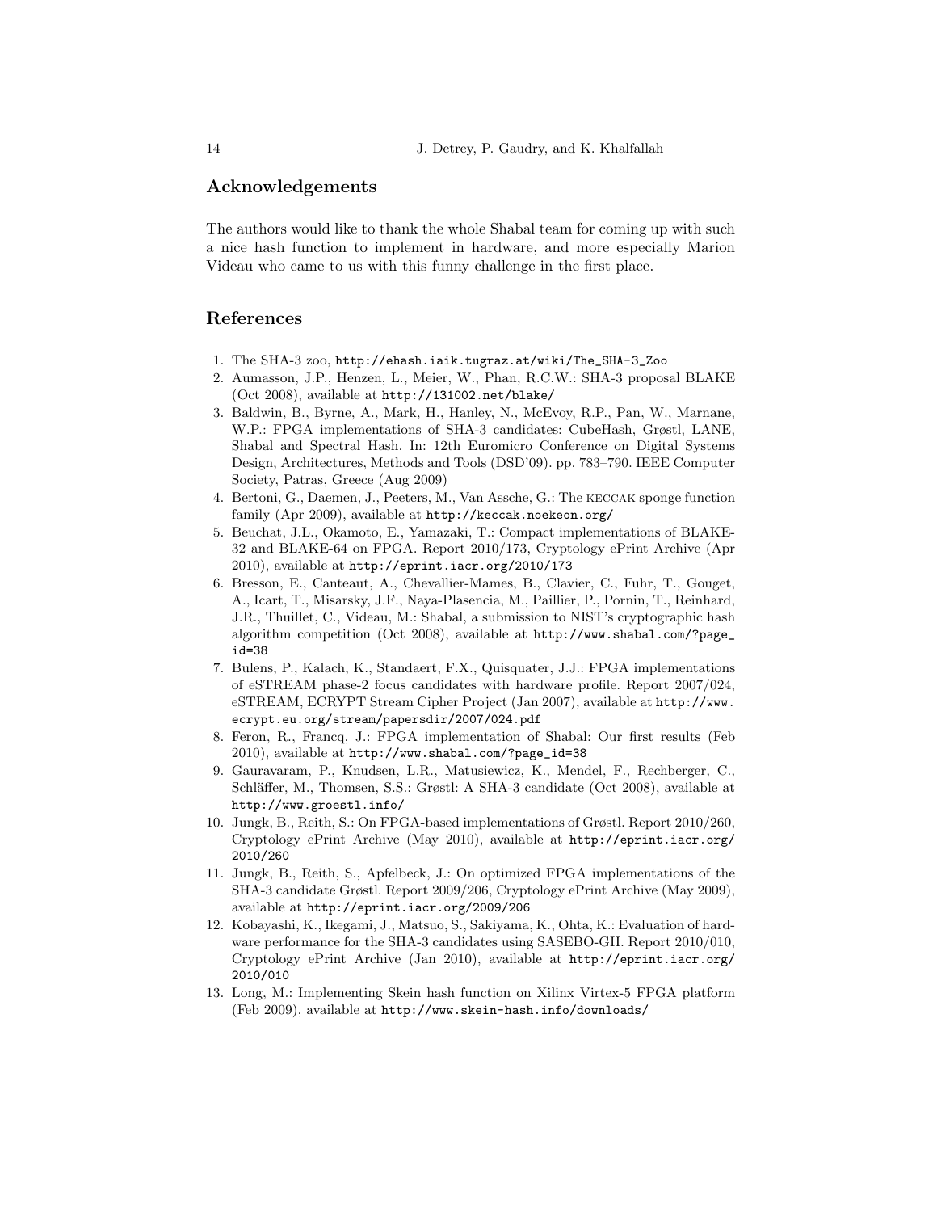## Acknowledgements

The authors would like to thank the whole Shabal team for coming up with such a nice hash function to implement in hardware, and more especially Marion Videau who came to us with this funny challenge in the first place.

## References

1. The SHA-3 zoo, http://ehash.iaik.tugraz.at/wiki/The_SHA-3_Zoo
2. Aumasson, J.P., Henzen, L., Meier, W., Phan, R.C.W.: SHA-3 proposal BLAKE (Oct 2008), available at http://131002.net/blake/
3. Baldwin, B., Byrne, A., Mark, H., Hanley, N., McEvoy, R.P., Pan, W., Marnane, W.P.: FPGA implementations of SHA-3 candidates: CubeHash, Grøstl, LANE, Shabal and Spectral Hash. In: 12th Euromicro Conference on Digital Systems Design, Architectures, Methods and Tools (DSD'09). pp. 783–790. IEEE Computer Society, Patras, Greece (Aug 2009)
4. Bertoni, G., Daemen, J., Peeters, M., Van Assche, G.: The Keccak sponge function family (Apr 2009), available at http://keccak.noekeon.org/
5. Beuchat, J.L., Okamoto, E., Yamazaki, T.: Compact implementations of BLAKE-32 and BLAKE-64 on FPGA. Report 2010/173, Cryptology ePrint Archive (Apr 2010), available at http://eprint.iacr.org/2010/173
6. Bresson, E., Canteaut, A., Chevallier-Mames, B., Clavier, C., Fuhr, T., Gouget, A., Icart, T., Misarsky, J.F., Naya-Plasencia, M., Paillier, P., Pornin, T., Reinhard, J.R., Thuillet, C., Videau, M.: Shabal, a submission to NIST's cryptographic hash algorithm competition (Oct 2008), available at http://www.shabal.com/?page_id=38
7. Bulens, P., Kalach, K., Standaert, F.X., Quisquater, J.J.: FPGA implementations of eSTREAM phase-2 focus candidates with hardware profile. Report 2007/024, eSTREAM, ECRYPT Stream Cipher Project (Jan 2007), available at http://www.ecrypt.eu.org/stream/papersdir/2007/024.pdf
8. Feron, R., Francq, J.: FPGA implementation of Shabal: Our first results (Feb 2010), available at http://www.shabal.com/?page_id=38
9. Gauravaram, P., Knudsen, L.R., Matusiewicz, K., Mendel, F., Rechberger, C., Schläffer, M., Thomsen, S.S.: Grøstl: A SHA-3 candidate (Oct 2008), available at http://www.groestl.info/
10. Jungk, B., Reith, S.: On FPGA-based implementations of Grøstl. Report 2010/260, Cryptology ePrint Archive (May 2010), available at http://eprint.iacr.org/2010/260
11. Jungk, B., Reith, S., Apfelbeck, J.: On optimized FPGA implementations of the SHA-3 candidate Grøstl. Report 2009/206, Cryptology ePrint Archive (May 2009), available at http://eprint.iacr.org/2009/206
12. Kobayashi, K., Ikegami, J., Matsuo, S., Sakiyama, K., Ohta, K.: Evaluation of hardware performance for the SHA-3 candidates using SASEBO-GII. Report 2010/010, Cryptology ePrint Archive (Jan 2010), available at http://eprint.iacr.org/2010/010
13. Long, M.: Implementing Skein hash function on Xilinx Virtex-5 FPGA platform (Feb 2009), available at http://www.skein-hash.info/downloads/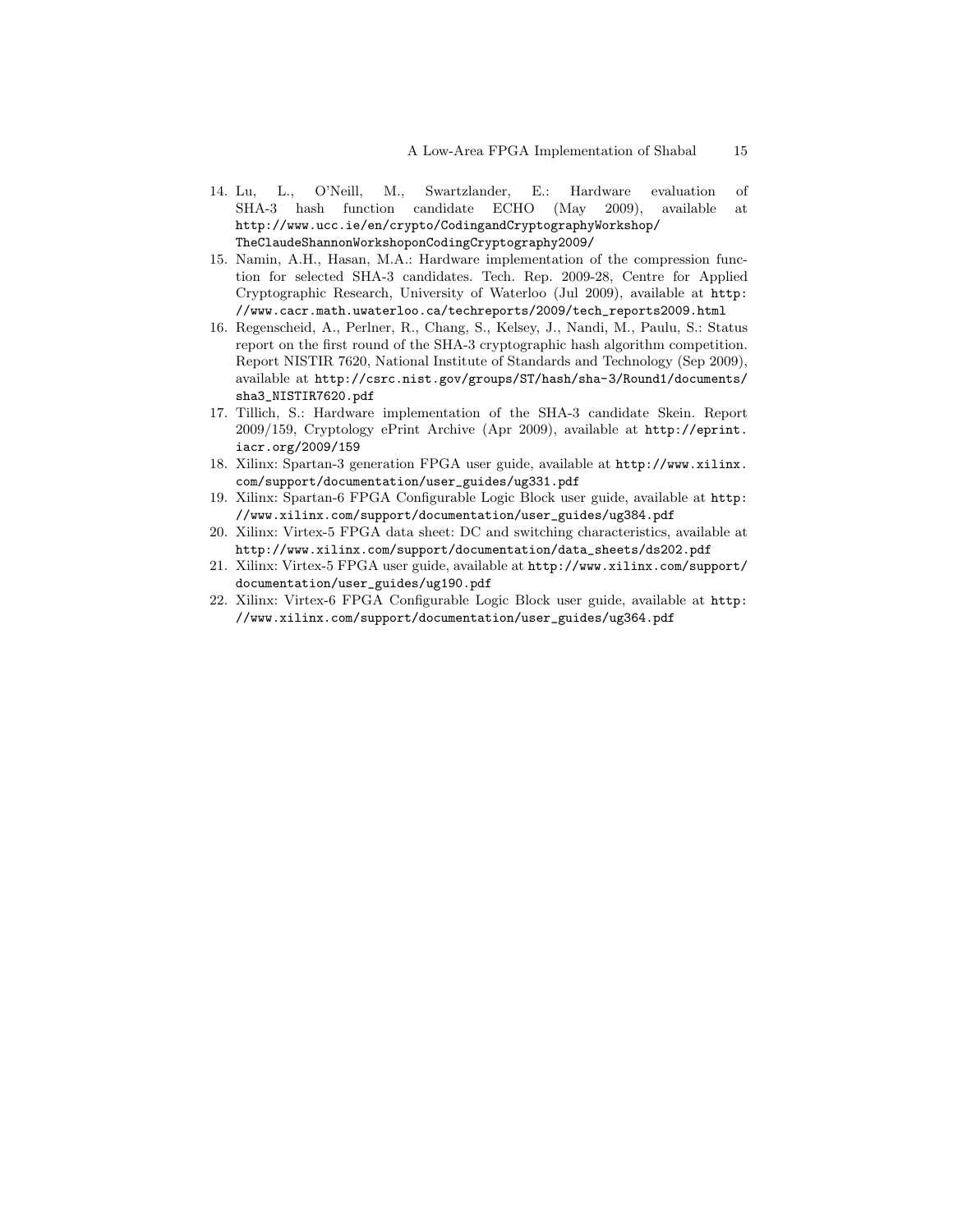14. Lu, L., O'Neill, M., Swartzlander, E.: Hardware evaluation of SHA-3 hash function candidate ECHO (May 2009), available at http://www.ucc.ie/en/crypto/CodingandCryptographyWorkshop/TheClaudeShannonWorkshoponCodingCryptography2009/
15. Namin, A.H., Hasan, M.A.: Hardware implementation of the compression function for selected SHA-3 candidates. Tech. Rep. 2009-28, Centre for Applied Cryptographic Research, University of Waterloo (Jul 2009), available at http://www.cacr.math.uwaterloo.ca/techreports/2009/tech_reports2009.html
16. Regenscheid, A., Perlner, R., Chang, S., Kelsey, J., Nandi, M., Paulu, S.: Status report on the first round of the SHA-3 cryptographic hash algorithm competition. Report NISTIR 7620, National Institute of Standards and Technology (Sep 2009), available at http://csrc.nist.gov/groups/ST/hash/sha-3/Round1/documents/sha3_NISTIR7620.pdf
17. Tillich, S.: Hardware implementation of the SHA-3 candidate Skein. Report 2009/159, Cryptology ePrint Archive (Apr 2009), available at http://eprint.iacr.org/2009/159
18. Xilinx: Spartan-3 generation FPGA user guide, available at http://www.xilinx.com/support/documentation/user_guides/ug331.pdf
19. Xilinx: Spartan-6 FPGA Configurable Logic Block user guide, available at http://www.xilinx.com/support/documentation/user_guides/ug384.pdf
20. Xilinx: Virtex-5 FPGA data sheet: DC and switching characteristics, available at http://www.xilinx.com/support/documentation/data_sheets/ds202.pdf
21. Xilinx: Virtex-5 FPGA user guide, available at http://www.xilinx.com/support/documentation/user_guides/ug190.pdf
22. Xilinx: Virtex-6 FPGA Configurable Logic Block user guide, available at http://www.xilinx.com/support/documentation/user_guides/ug364.pdf